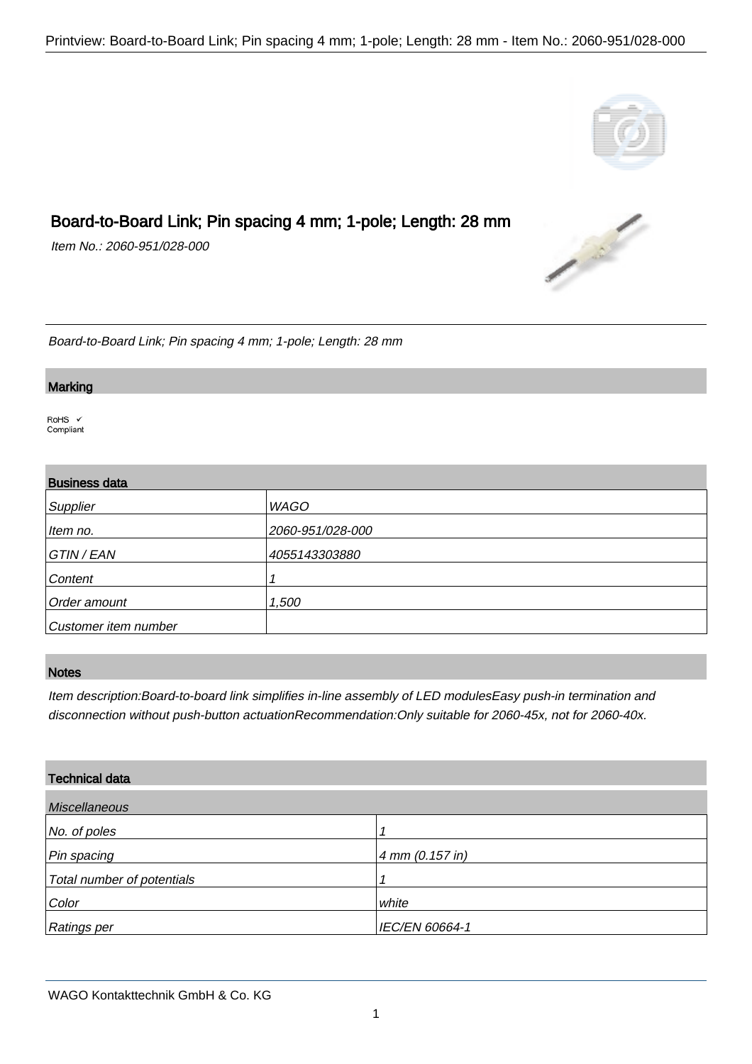# Board-to-Board Link; Pin spacing 4 mm; 1-pole; Length: 28 mm

*Item No.: 2060-951/028-000*

*Board-to-Board Link; Pin spacing 4 mm; 1-pole; Length: 28 mm*

## Marking

RoHS ✓
Compliant

## Business data

| | |
|---|---|
| *Supplier* | *WAGO* |
| *Item no.* | *2060-951/028-000* |
| *GTIN / EAN* | *4055143303880* |
| *Content* | *1* |
| *Order amount* | *1,500* |
| *Customer item number* | |

## Notes

*Item description:Board-to-board link simplifies in-line assembly of LED modulesEasy push-in termination and disconnection without push-button actuationRecommendation:Only suitable for 2060-45x, not for 2060-40x.*

## Technical data

| *Miscellaneous* | |
|---|---|
| *No. of poles* | *1* |
| *Pin spacing* | *4 mm (0.157 in)* |
| *Total number of potentials* | *1* |
| *Color* | *white* |
| *Ratings per* | *IEC/EN 60664-1* |

WAGO Kontakttechnik GmbH & Co. KG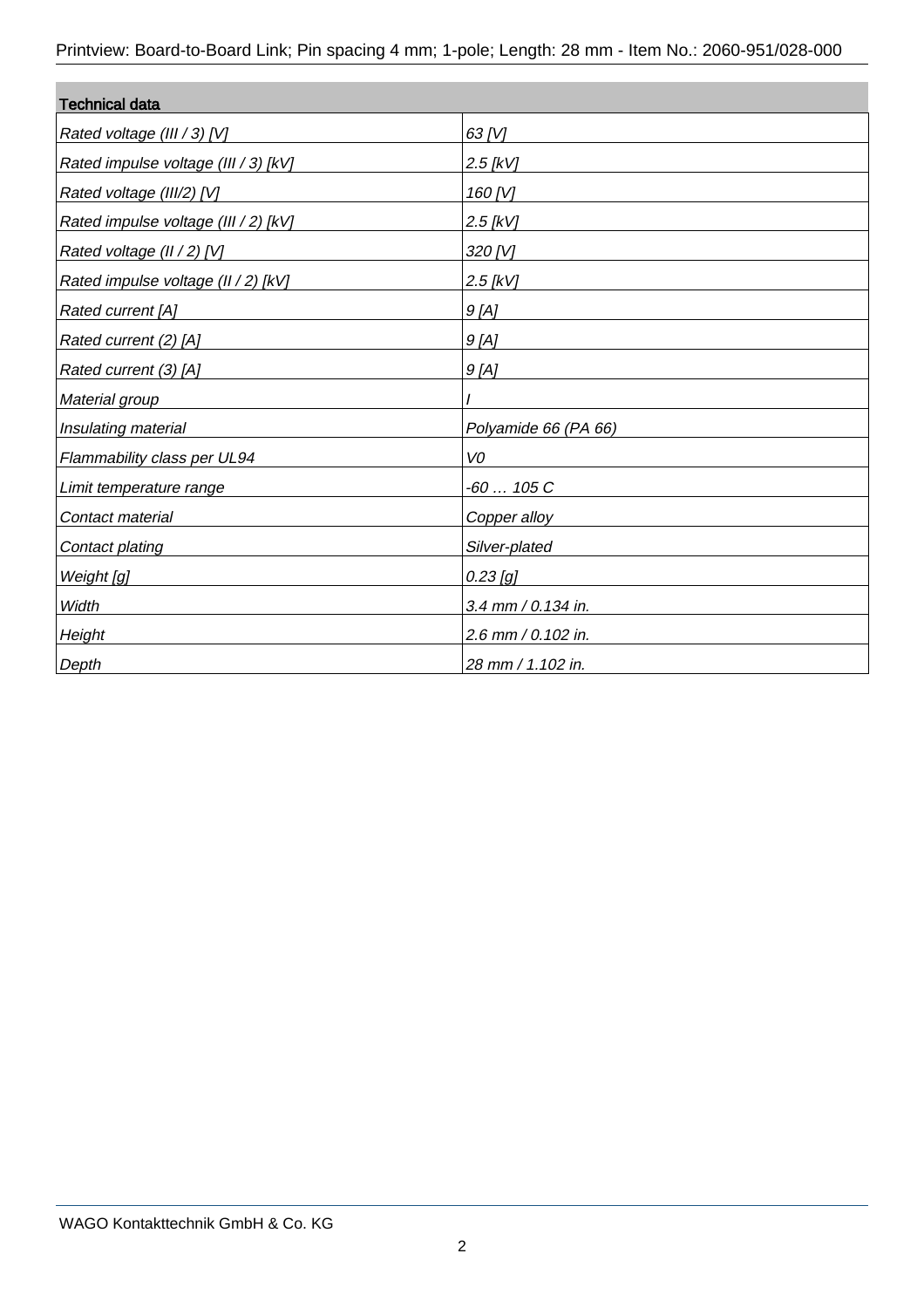| Technical data | |
|---|---|
| *Rated voltage (III / 3) [V]* | *63 [V]* |
| *Rated impulse voltage (III / 3) [kV]* | *2.5 [kV]* |
| *Rated voltage (III/2) [V]* | *160 [V]* |
| *Rated impulse voltage (III / 2) [kV]* | *2.5 [kV]* |
| *Rated voltage (II / 2) [V]* | *320 [V]* |
| *Rated impulse voltage (II / 2) [kV]* | *2.5 [kV]* |
| *Rated current [A]* | *9 [A]* |
| *Rated current (2) [A]* | *9 [A]* |
| *Rated current (3) [A]* | *9 [A]* |
| *Material group* | *I* |
| *Insulating material* | *Polyamide 66 (PA 66)* |
| *Flammability class per UL94* | *V0* |
| *Limit temperature range* | *-60 … 105 C* |
| *Contact material* | *Copper alloy* |
| *Contact plating* | *Silver-plated* |
| *Weight [g]* | *0.23 [g]* |
| *Width* | *3.4 mm / 0.134 in.* |
| *Height* | *2.6 mm / 0.102 in.* |
| *Depth* | *28 mm / 1.102 in.* |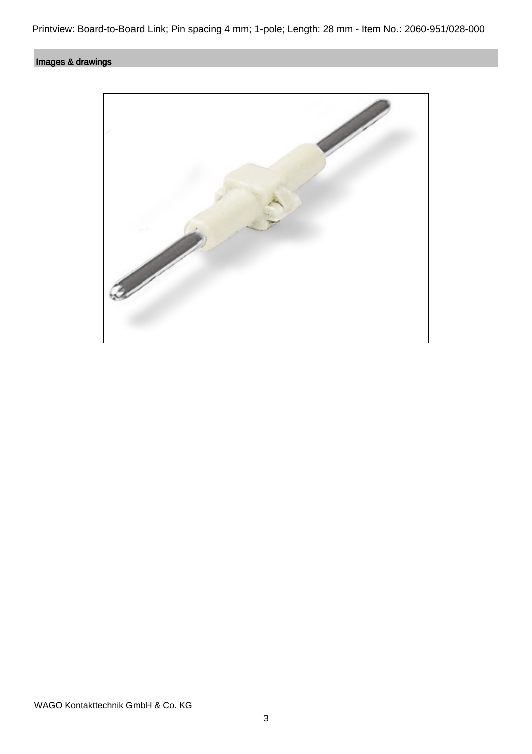## Images & drawings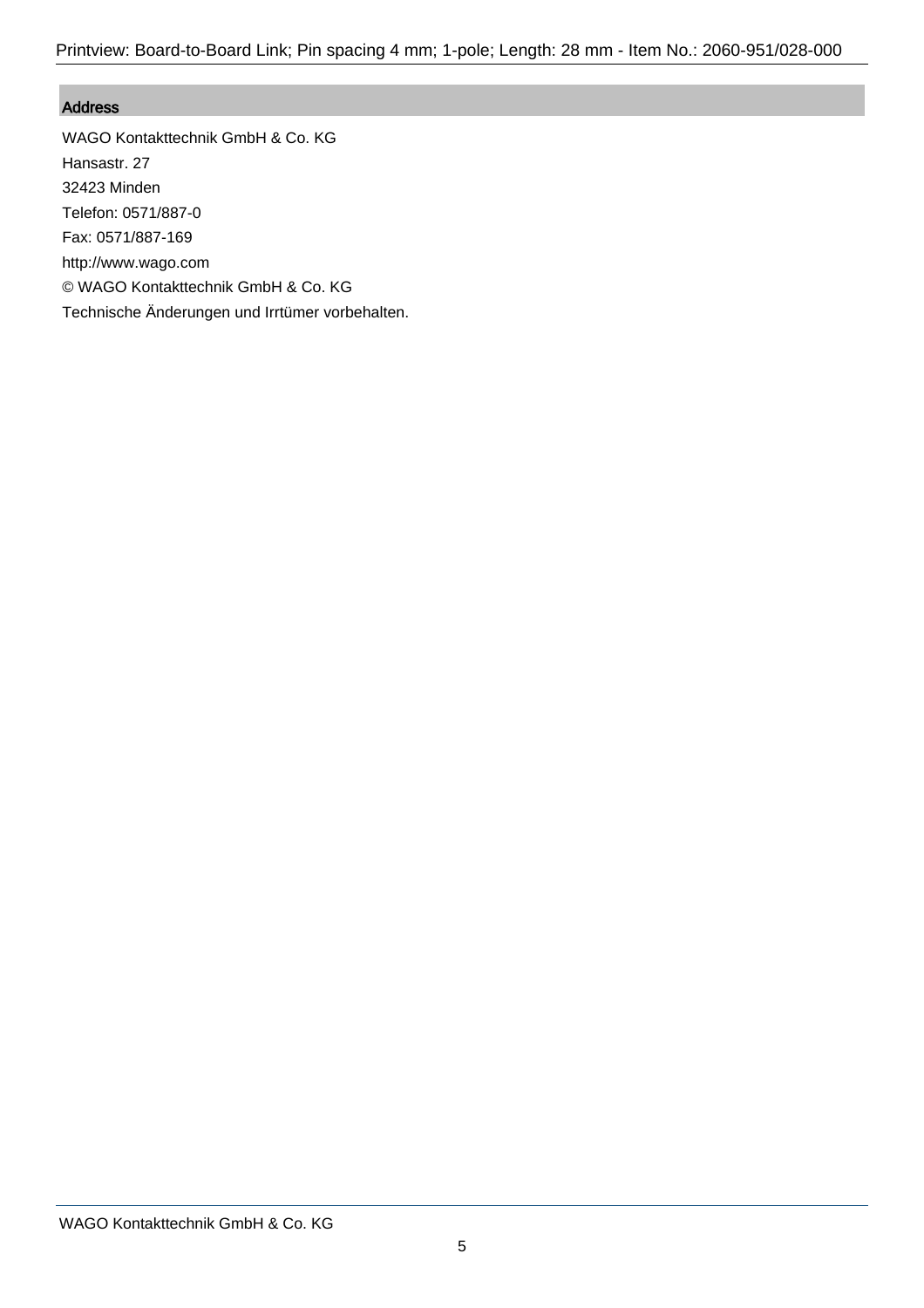## Address

WAGO Kontakttechnik GmbH & Co. KG

Hansastr. 27

32423 Minden

Telefon: 0571/887-0

Fax: 0571/887-169

http://www.wago.com

© WAGO Kontakttechnik GmbH & Co. KG

Technische Änderungen und Irrtümer vorbehalten.